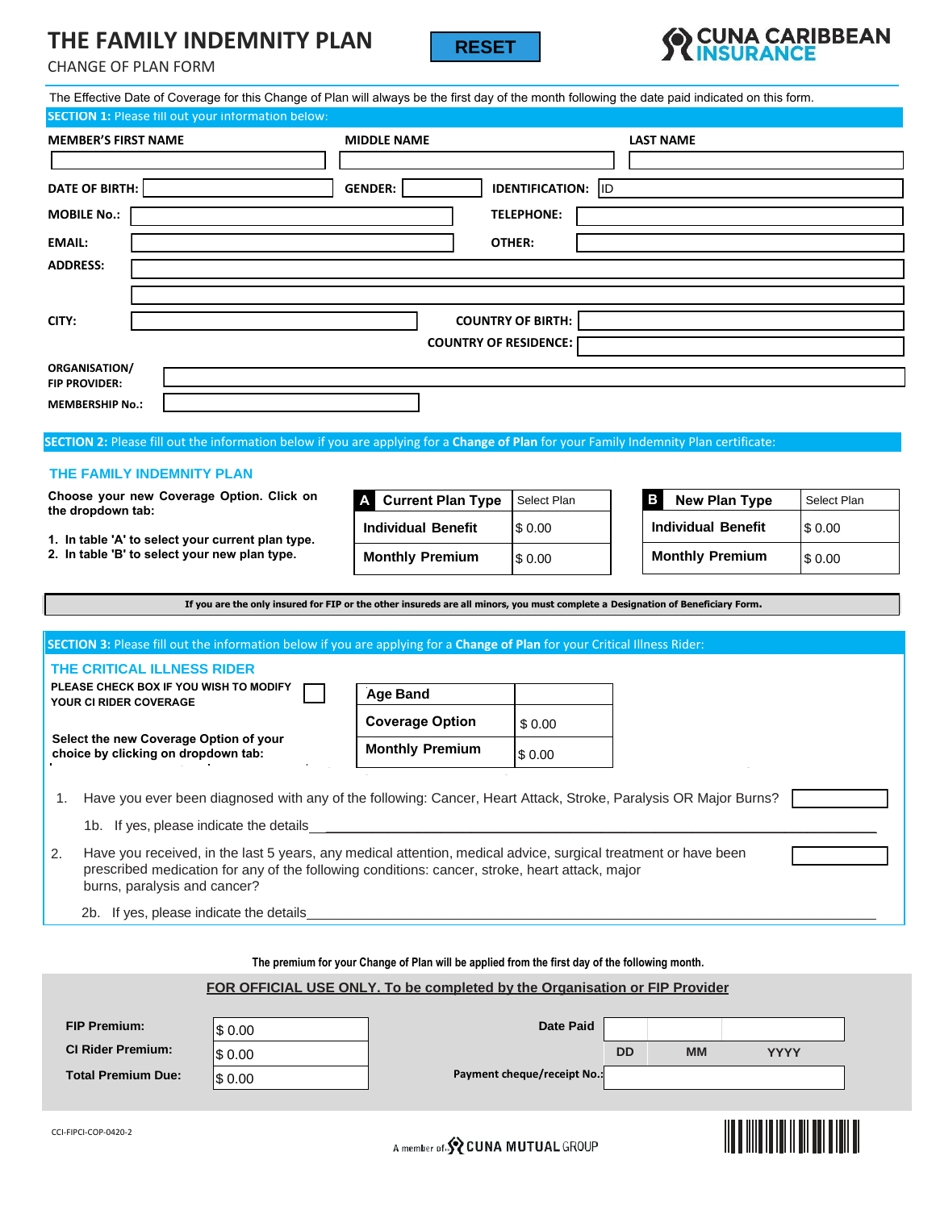# THE FAMILY INDEMNITY PLAN

CHANGE OF PLAN FORM

RESET

CUNA CARIBBEAN INSURANCE

The Effective Date of Coverage for this Change of Plan will always be the first day of the month following the date paid indicated on this form.

**SECTION 1:** Please fill out your information below:

| MEMBER'S FIRST NAME | MIDDLE NAME | LAST NAME |
|---|---|---|
| | | |

**DATE OF BIRTH:** ________ **GENDER:** ________ **IDENTIFICATION:** ID

**MOBILE No.:** ________ **TELEPHONE:** ________

**EMAIL:** ________ **OTHER:** ________

**ADDRESS:** ________

**CITY:** ________ **COUNTRY OF BIRTH:** ________

**COUNTRY OF RESIDENCE:** ________

**ORGANISATION/ FIP PROVIDER:** ________

**MEMBERSHIP No.:** ________

**SECTION 2:** Please fill out the information below if you are applying for a **Change of Plan** for your Family Indemnity Plan certificate:

## THE FAMILY INDEMNITY PLAN

**Choose your new Coverage Option. Click on the dropdown tab:**

1. **In table 'A' to select your current plan type.**
2. **In table 'B' to select your new plan type.**

| **A** Current Plan Type | Select Plan |
|---|---|
| Individual Benefit | $ 0.00 |
| Monthly Premium | $ 0.00 |

| **B** New Plan Type | Select Plan |
|---|---|
| Individual Benefit | $ 0.00 |
| Monthly Premium | $ 0.00 |

**If you are the only insured for FIP or the other insureds are all minors, you must complete a Designation of Beneficiary Form.**

**SECTION 3:** Please fill out the information below if you are applying for a **Change of Plan** for your Critical Illness Rider:

## THE CRITICAL ILLNESS RIDER

**PLEASE CHECK BOX IF YOU WISH TO MODIFY YOUR CI RIDER COVERAGE** ☐

**Select the new Coverage Option of your choice by clicking on dropdown tab:**

| Age Band | |
|---|---|
| Coverage Option | $ 0.00 |
| Monthly Premium | $ 0.00 |

1. Have you ever been diagnosed with any of the following: Cancer, Heart Attack, Stroke, Paralysis OR Major Burns? ________

   1b. If yes, please indicate the details________________________________________

2. Have you received, in the last 5 years, any medical attention, medical advice, surgical treatment or have been prescribed medication for any of the following conditions: cancer, stroke, heart attack, major burns, paralysis and cancer? ________

   2b. If yes, please indicate the details________________________________________

**The premium for your Change of Plan will be applied from the first day of the following month.**

**FOR OFFICIAL USE ONLY. To be completed by the Organisation or FIP Provider**

| | |
|---|---|
| **FIP Premium:** | $ 0.00 |
| **CI Rider Premium:** | $ 0.00 |
| **Total Premium Due:** | $ 0.00 |

**Date Paid** ____ DD ____ MM ____ YYYY

**Payment cheque/receipt No.:** ________

CCI-FIPCI-COP-0420-2

A member of CUNA MUTUAL GROUP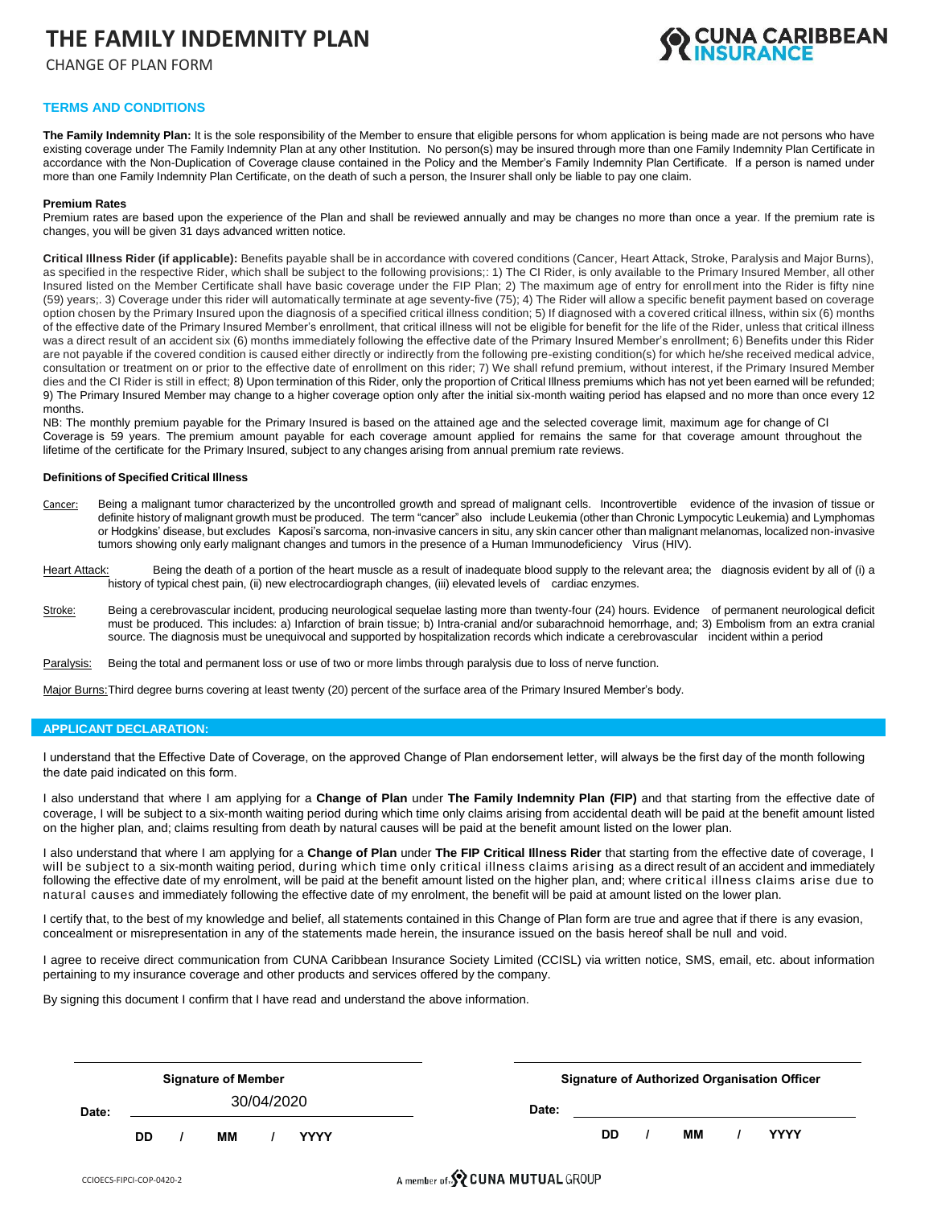# THE FAMILY INDEMNITY PLAN

CHANGE OF PLAN FORM

CUNA CARIBBEAN INSURANCE

## TERMS AND CONDITIONS

**The Family Indemnity Plan:** It is the sole responsibility of the Member to ensure that eligible persons for whom application is being made are not persons who have existing coverage under The Family Indemnity Plan at any other Institution. No person(s) may be insured through more than one Family Indemnity Plan Certificate in accordance with the Non-Duplication of Coverage clause contained in the Policy and the Member's Family Indemnity Plan Certificate. If a person is named under more than one Family Indemnity Plan Certificate, on the death of such a person, the Insurer shall only be liable to pay one claim.

**Premium Rates**

Premium rates are based upon the experience of the Plan and shall be reviewed annually and may be changes no more than once a year. If the premium rate is changes, you will be given 31 days advanced written notice.

**Critical Illness Rider (if applicable):** Benefits payable shall be in accordance with covered conditions (Cancer, Heart Attack, Stroke, Paralysis and Major Burns), as specified in the respective Rider, which shall be subject to the following provisions;: 1) The CI Rider, is only available to the Primary Insured Member, all other Insured listed on the Member Certificate shall have basic coverage under the FIP Plan; 2) The maximum age of entry for enrollment into the Rider is fifty nine (59) years;. 3) Coverage under this rider will automatically terminate at age seventy-five (75); 4) The Rider will allow a specific benefit payment based on coverage option chosen by the Primary Insured upon the diagnosis of a specified critical illness condition; 5) If diagnosed with a covered critical illness, within six (6) months of the effective date of the Primary Insured Member's enrollment, that critical illness will not be eligible for benefit for the life of the Rider, unless that critical illness was a direct result of an accident six (6) months immediately following the effective date of the Primary Insured Member's enrollment; 6) Benefits under this Rider are not payable if the covered condition is caused either directly or indirectly from the following pre-existing condition(s) for which he/she received medical advice, consultation or treatment on or prior to the effective date of enrollment on this rider; 7) We shall refund premium, without interest, if the Primary Insured Member dies and the CI Rider is still in effect; 8) Upon termination of this Rider, only the proportion of Critical Illness premiums which has not yet been earned will be refunded; 9) The Primary Insured Member may change to a higher coverage option only after the initial six-month waiting period has elapsed and no more than once every 12 months.

NB: The monthly premium payable for the Primary Insured is based on the attained age and the selected coverage limit, maximum age for change of CI Coverage is 59 years. The premium amount payable for each coverage amount applied for remains the same for that coverage amount throughout the lifetime of the certificate for the Primary Insured, subject to any changes arising from annual premium rate reviews.

**Definitions of Specified Critical Illness**

Cancer: Being a malignant tumor characterized by the uncontrolled growth and spread of malignant cells. Incontrovertible evidence of the invasion of tissue or definite history of malignant growth must be produced. The term "cancer" also include Leukemia (other than Chronic Lympocytic Leukemia) and Lymphomas or Hodgkins' disease, but excludes Kaposi's sarcoma, non-invasive cancers in situ, any skin cancer other than malignant melanomas, localized non-invasive tumors showing only early malignant changes and tumors in the presence of a Human Immunodeficiency Virus (HIV).

Heart Attack: Being the death of a portion of the heart muscle as a result of inadequate blood supply to the relevant area; the diagnosis evident by all of (i) a history of typical chest pain, (ii) new electrocardiograph changes, (iii) elevated levels of cardiac enzymes.

Stroke: Being a cerebrovascular incident, producing neurological sequelae lasting more than twenty-four (24) hours. Evidence of permanent neurological deficit must be produced. This includes: a) Infarction of brain tissue; b) Intra-cranial and/or subarachnoid hemorrhage, and; 3) Embolism from an extra cranial source. The diagnosis must be unequivocal and supported by hospitalization records which indicate a cerebrovascular incident within a period

Paralysis: Being the total and permanent loss or use of two or more limbs through paralysis due to loss of nerve function.

Major Burns: Third degree burns covering at least twenty (20) percent of the surface area of the Primary Insured Member's body.

## APPLICANT DECLARATION:

I understand that the Effective Date of Coverage, on the approved Change of Plan endorsement letter, will always be the first day of the month following the date paid indicated on this form.

I also understand that where I am applying for a **Change of Plan** under **The Family Indemnity Plan (FIP)** and that starting from the effective date of coverage, I will be subject to a six-month waiting period during which time only claims arising from accidental death will be paid at the benefit amount listed on the higher plan, and; claims resulting from death by natural causes will be paid at the benefit amount listed on the lower plan.

I also understand that where I am applying for a **Change of Plan** under **The FIP Critical Illness Rider** that starting from the effective date of coverage, I will be subject to a six-month waiting period, during which time only critical illness claims arising as a direct result of an accident and immediately following the effective date of my enrolment, will be paid at the benefit amount listed on the higher plan, and; where critical illness claims arise due to natural causes and immediately following the effective date of my enrolment, the benefit will be paid at amount listed on the lower plan.

I certify that, to the best of my knowledge and belief, all statements contained in this Change of Plan form are true and agree that if there is any evasion, concealment or misrepresentation in any of the statements made herein, the insurance issued on the basis hereof shall be null and void.

I agree to receive direct communication from CUNA Caribbean Insurance Society Limited (CCISL) via written notice, SMS, email, etc. about information pertaining to my insurance coverage and other products and services offered by the company.

By signing this document I confirm that I have read and understand the above information.

**Signature of Member**

**Date:** 30/04/2020

DD / MM / YYYY

**Signature of Authorized Organisation Officer**

**Date:**

DD / MM / YYYY

CCIOECS-FIPCI-COP-0420-2

A member of CUNA MUTUAL GROUP